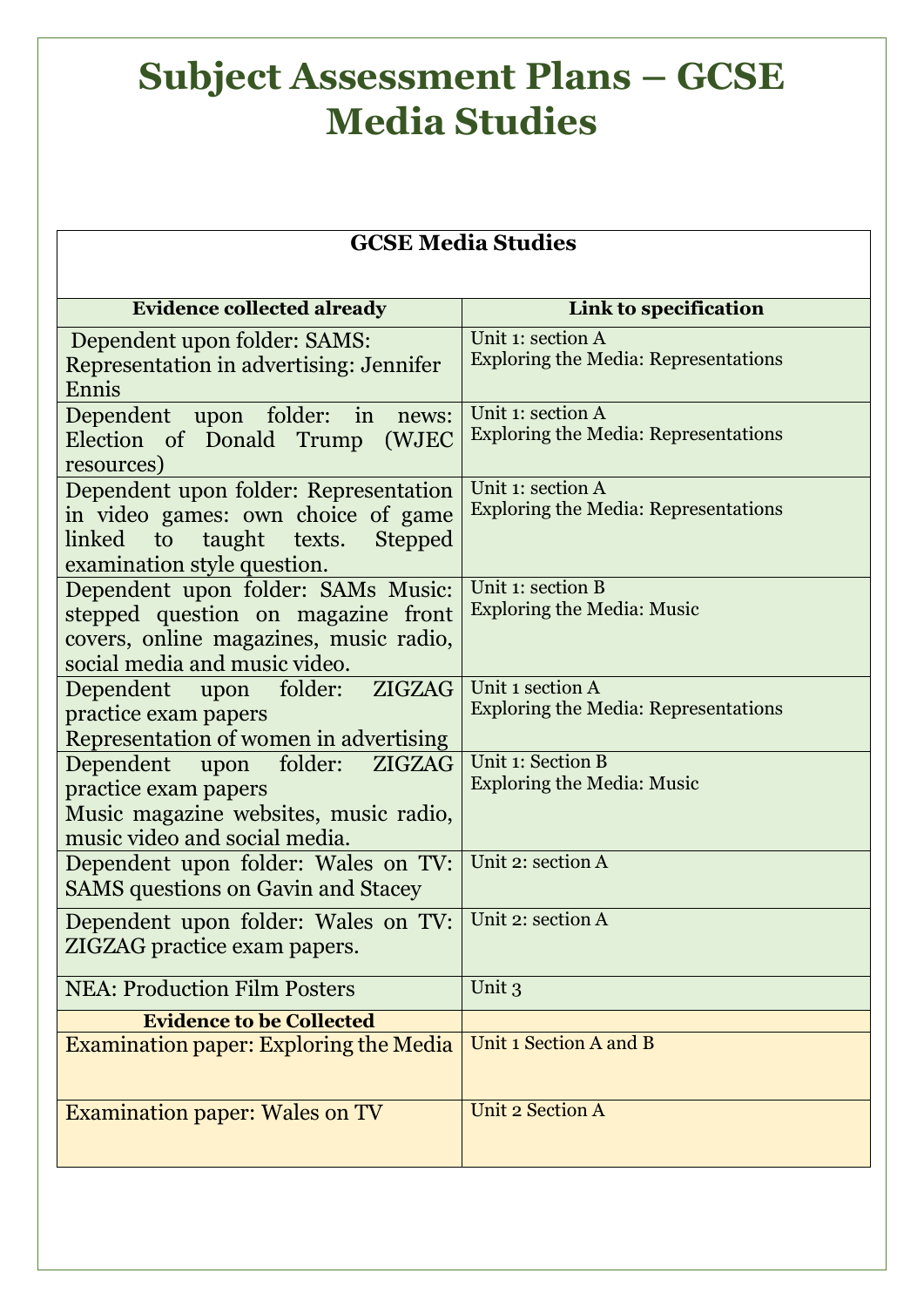# Subject Assessment Plans – GCSE Media Studies

| GCSE Media Studies | |
|---|---|
| **Evidence collected already** | **Link to specification** |
| Dependent upon folder: SAMS: Representation in advertising: Jennifer Ennis | Unit 1: section A<br>Exploring the Media: Representations |
| Dependent upon folder: in news: Election of Donald Trump (WJEC resources) | Unit 1: section A<br>Exploring the Media: Representations |
| Dependent upon folder: Representation in video games: own choice of game linked to taught texts. Stepped examination style question. | Unit 1: section A<br>Exploring the Media: Representations |
| Dependent upon folder: SAMs Music: stepped question on magazine front covers, online magazines, music radio, social media and music video. | Unit 1: section B<br>Exploring the Media: Music |
| Dependent upon folder: ZIGZAG practice exam papers<br>Representation of women in advertising | Unit 1 section A<br>Exploring the Media: Representations |
| Dependent upon folder: ZIGZAG practice exam papers<br>Music magazine websites, music radio, music video and social media. | Unit 1: Section B<br>Exploring the Media: Music |
| Dependent upon folder: Wales on TV: SAMS questions on Gavin and Stacey | Unit 2: section A |
| Dependent upon folder: Wales on TV: ZIGZAG practice exam papers. | Unit 2: section A |
| NEA: Production Film Posters | Unit 3 |
| **Evidence to be Collected** | |
| Examination paper: Exploring the Media | Unit 1 Section A and B |
| Examination paper: Wales on TV | Unit 2 Section A |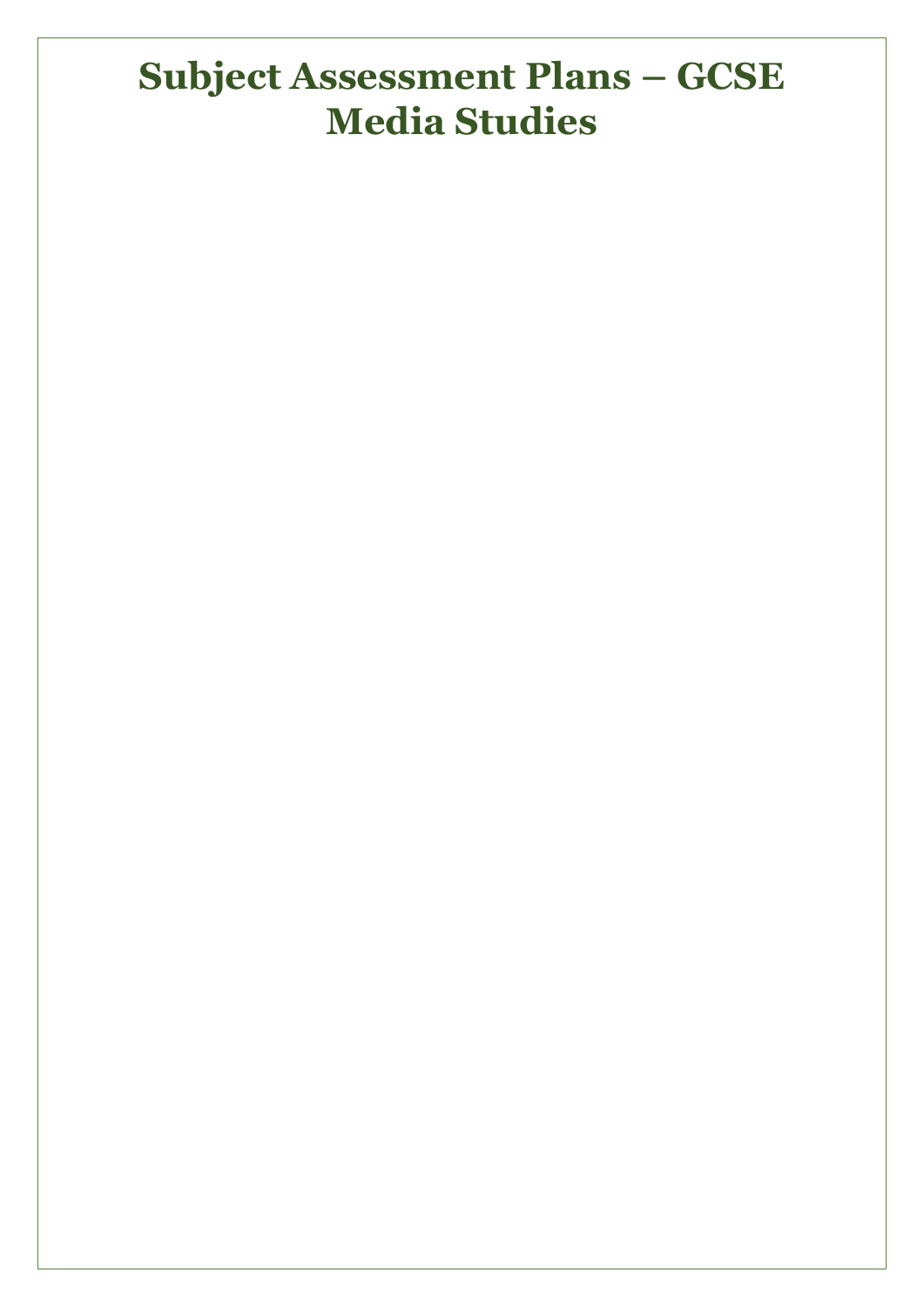# Subject Assessment Plans – GCSE Media Studies